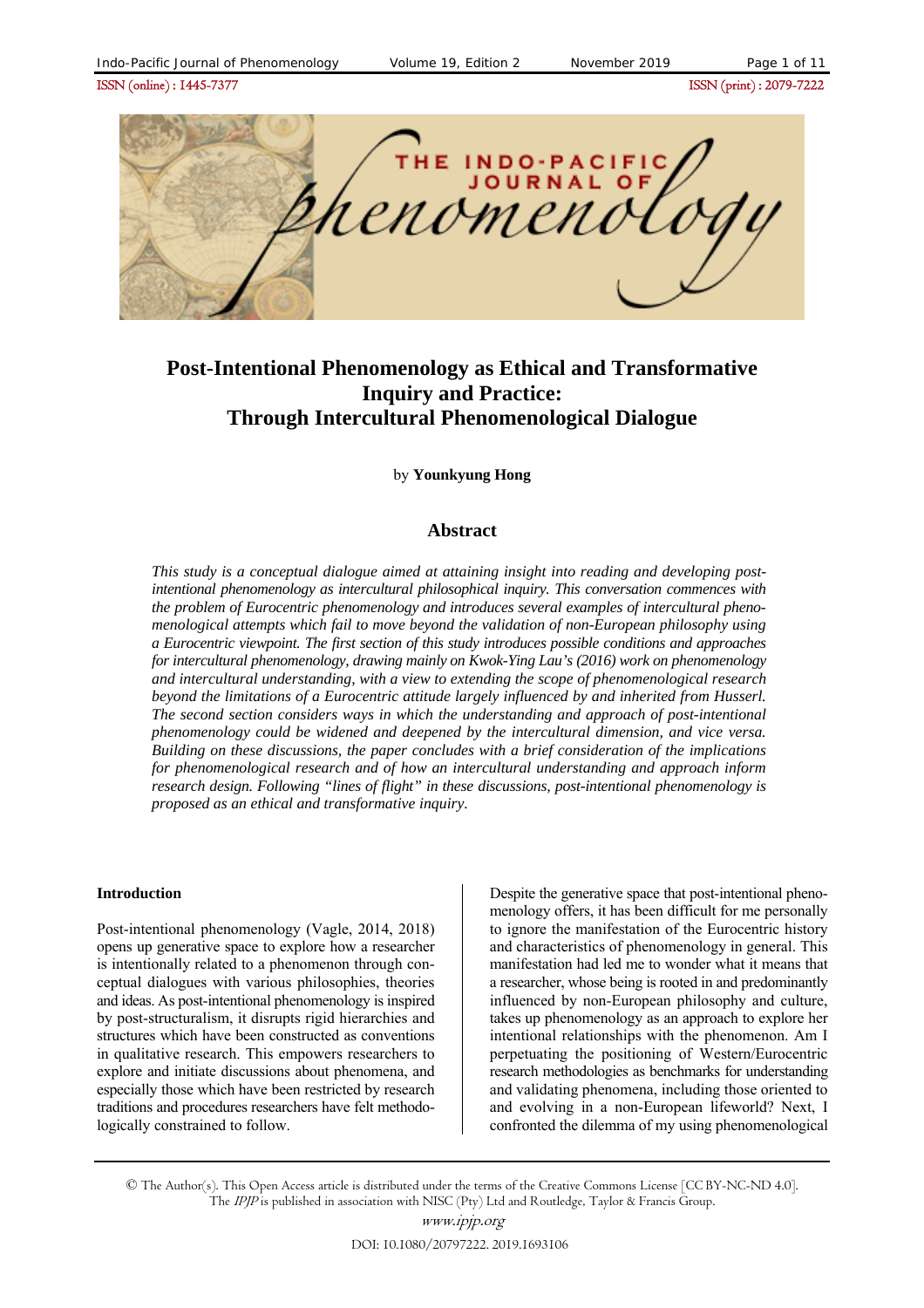# Post-Intentional Phenomenology as Ethical and Transformative Inquiry and Practice: Through Intercultural Phenomenological Dialogue

by **Younkyung Hong**

## Abstract

*This study is a conceptual dialogue aimed at attaining insight into reading and developing post-intentional phenomenology as intercultural philosophical inquiry. This conversation commences with the problem of Eurocentric phenomenology and introduces several examples of intercultural phenomenological attempts which fail to move beyond the validation of non-European philosophy using a Eurocentric viewpoint. The first section of this study introduces possible conditions and approaches for intercultural phenomenology, drawing mainly on Kwok-Ying Lau's (2016) work on phenomenology and intercultural understanding, with a view to extending the scope of phenomenological research beyond the limitations of a Eurocentric attitude largely influenced by and inherited from Husserl. The second section considers ways in which the understanding and approach of post-intentional phenomenology could be widened and deepened by the intercultural dimension, and vice versa. Building on these discussions, the paper concludes with a brief consideration of the implications for phenomenological research and of how an intercultural understanding and approach inform research design. Following "lines of flight" in these discussions, post-intentional phenomenology is proposed as an ethical and transformative inquiry.*

### Introduction

Post-intentional phenomenology (Vagle, 2014, 2018) opens up generative space to explore how a researcher is intentionally related to a phenomenon through conceptual dialogues with various philosophies, theories and ideas. As post-intentional phenomenology is inspired by post-structuralism, it disrupts rigid hierarchies and structures which have been constructed as conventions in qualitative research. This empowers researchers to explore and initiate discussions about phenomena, and especially those which have been restricted by research traditions and procedures researchers have felt methodologically constrained to follow.

Despite the generative space that post-intentional phenomenology offers, it has been difficult for me personally to ignore the manifestation of the Eurocentric history and characteristics of phenomenology in general. This manifestation had led me to wonder what it means that a researcher, whose being is rooted in and predominantly influenced by non-European philosophy and culture, takes up phenomenology as an approach to explore her intentional relationships with the phenomenon. Am I perpetuating the positioning of Western/Eurocentric research methodologies as benchmarks for understanding and validating phenomena, including those oriented to and evolving in a non-European lifeworld? Next, I confronted the dilemma of my using phenomenological

© The Author(s). This Open Access article is distributed under the terms of the Creative Commons License [CC BY-NC-ND 4.0]. The *IPJP* is published in association with NISC (Pty) Ltd and Routledge, Taylor & Francis Group.

www.ipjp.org

DOI: 10.1080/20797222.2019.1693106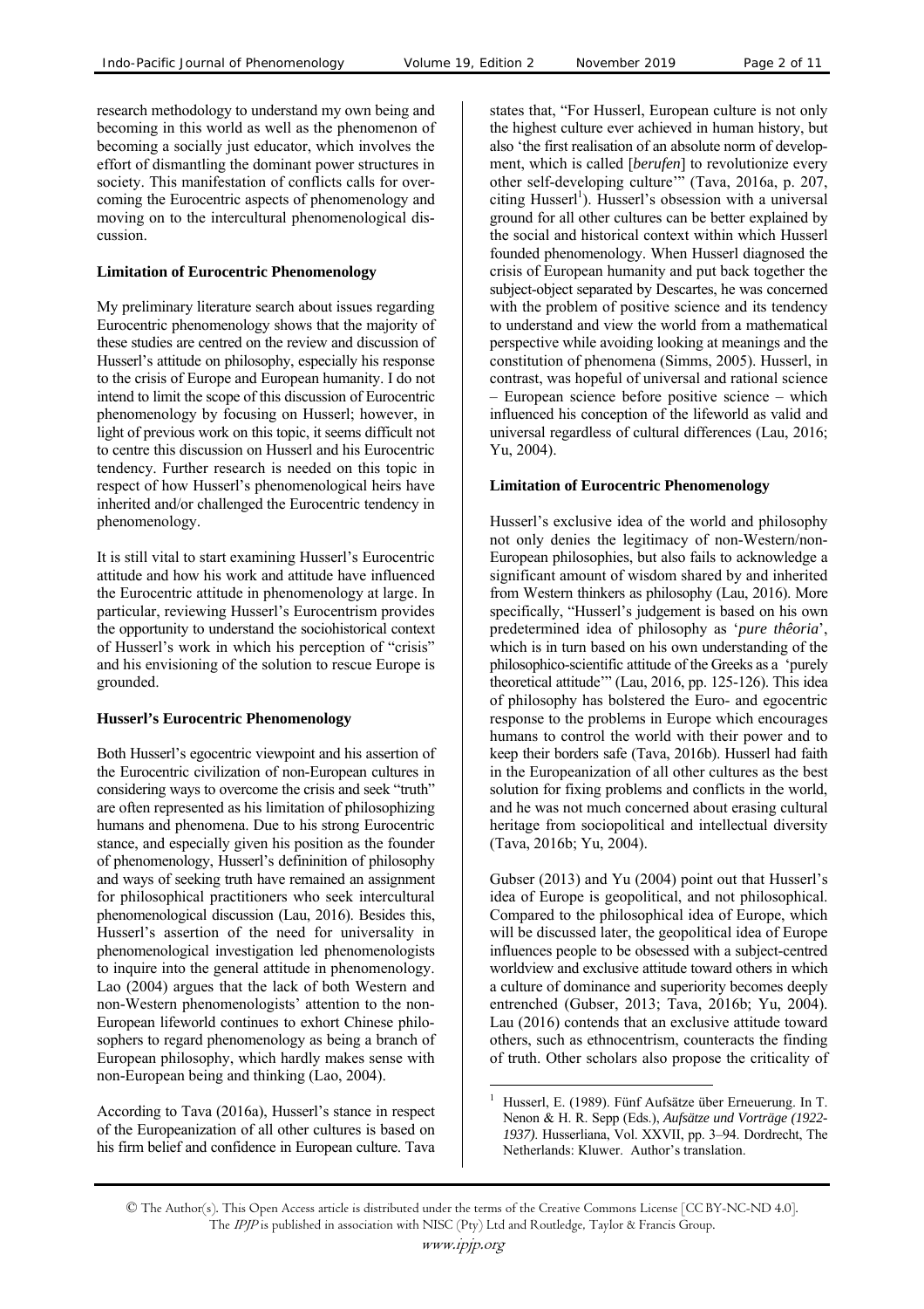research methodology to understand my own being and becoming in this world as well as the phenomenon of becoming a socially just educator, which involves the effort of dismantling the dominant power structures in society. This manifestation of conflicts calls for overcoming the Eurocentric aspects of phenomenology and moving on to the intercultural phenomenological discussion.

**Limitation of Eurocentric Phenomenology**

My preliminary literature search about issues regarding Eurocentric phenomenology shows that the majority of these studies are centred on the review and discussion of Husserl's attitude on philosophy, especially his response to the crisis of Europe and European humanity. I do not intend to limit the scope of this discussion of Eurocentric phenomenology by focusing on Husserl; however, in light of previous work on this topic, it seems difficult not to centre this discussion on Husserl and his Eurocentric tendency. Further research is needed on this topic in respect of how Husserl's phenomenological heirs have inherited and/or challenged the Eurocentric tendency in phenomenology.

It is still vital to start examining Husserl's Eurocentric attitude and how his work and attitude have influenced the Eurocentric attitude in phenomenology at large. In particular, reviewing Husserl's Eurocentrism provides the opportunity to understand the sociohistorical context of Husserl's work in which his perception of "crisis" and his envisioning of the solution to rescue Europe is grounded.

**Husserl's Eurocentric Phenomenology**

Both Husserl's egocentric viewpoint and his assertion of the Eurocentric civilization of non-European cultures in considering ways to overcome the crisis and seek "truth" are often represented as his limitation of philosophizing humans and phenomena. Due to his strong Eurocentric stance, and especially given his position as the founder of phenomenology, Husserl's defininition of philosophy and ways of seeking truth have remained an assignment for philosophical practitioners who seek intercultural phenomenological discussion (Lau, 2016). Besides this, Husserl's assertion of the need for universality in phenomenological investigation led phenomenologists to inquire into the general attitude in phenomenology. Lao (2004) argues that the lack of both Western and non-Western phenomenologists' attention to the non-European lifeworld continues to exhort Chinese philosophers to regard phenomenology as being a branch of European philosophy, which hardly makes sense with non-European being and thinking (Lao, 2004).

According to Tava (2016a), Husserl's stance in respect of the Europeanization of all other cultures is based on his firm belief and confidence in European culture. Tava states that, "For Husserl, European culture is not only the highest culture ever achieved in human history, but also 'the first realisation of an absolute norm of development, which is called [*berufen*] to revolutionize every other self-developing culture'" (Tava, 2016a, p. 207, citing Husserl[1]). Husserl's obsession with a universal ground for all other cultures can be better explained by the social and historical context within which Husserl founded phenomenology. When Husserl diagnosed the crisis of European humanity and put back together the subject-object separated by Descartes, he was concerned with the problem of positive science and its tendency to understand and view the world from a mathematical perspective while avoiding looking at meanings and the constitution of phenomena (Simms, 2005). Husserl, in contrast, was hopeful of universal and rational science – European science before positive science – which influenced his conception of the lifeworld as valid and universal regardless of cultural differences (Lau, 2016; Yu, 2004).

**Limitation of Eurocentric Phenomenology**

Husserl's exclusive idea of the world and philosophy not only denies the legitimacy of non-Western/non-European philosophies, but also fails to acknowledge a significant amount of wisdom shared by and inherited from Western thinkers as philosophy (Lau, 2016). More specifically, "Husserl's judgement is based on his own predetermined idea of philosophy as '*pure thêoria*', which is in turn based on his own understanding of the philosophico-scientific attitude of the Greeks as a 'purely theoretical attitude'" (Lau, 2016, pp. 125-126). This idea of philosophy has bolstered the Euro- and egocentric response to the problems in Europe which encourages humans to control the world with their power and to keep their borders safe (Tava, 2016b). Husserl had faith in the Europeanization of all other cultures as the best solution for fixing problems and conflicts in the world, and he was not much concerned about erasing cultural heritage from sociopolitical and intellectual diversity (Tava, 2016b; Yu, 2004).

Gubser (2013) and Yu (2004) point out that Husserl's idea of Europe is geopolitical, and not philosophical. Compared to the philosophical idea of Europe, which will be discussed later, the geopolitical idea of Europe influences people to be obsessed with a subject-centred worldview and exclusive attitude toward others in which a culture of dominance and superiority becomes deeply entrenched (Gubser, 2013; Tava, 2016b; Yu, 2004). Lau (2016) contends that an exclusive attitude toward others, such as ethnocentrism, counteracts the finding of truth. Other scholars also propose the criticality of

[1] Husserl, E. (1989). Fünf Aufsätze über Erneuerung. In T. Nenon & H. R. Sepp (Eds.), *Aufsätze und Vorträge (1922-1937)*. Husserliana, Vol. XXVII, pp. 3–94. Dordrecht, The Netherlands: Kluwer. Author's translation.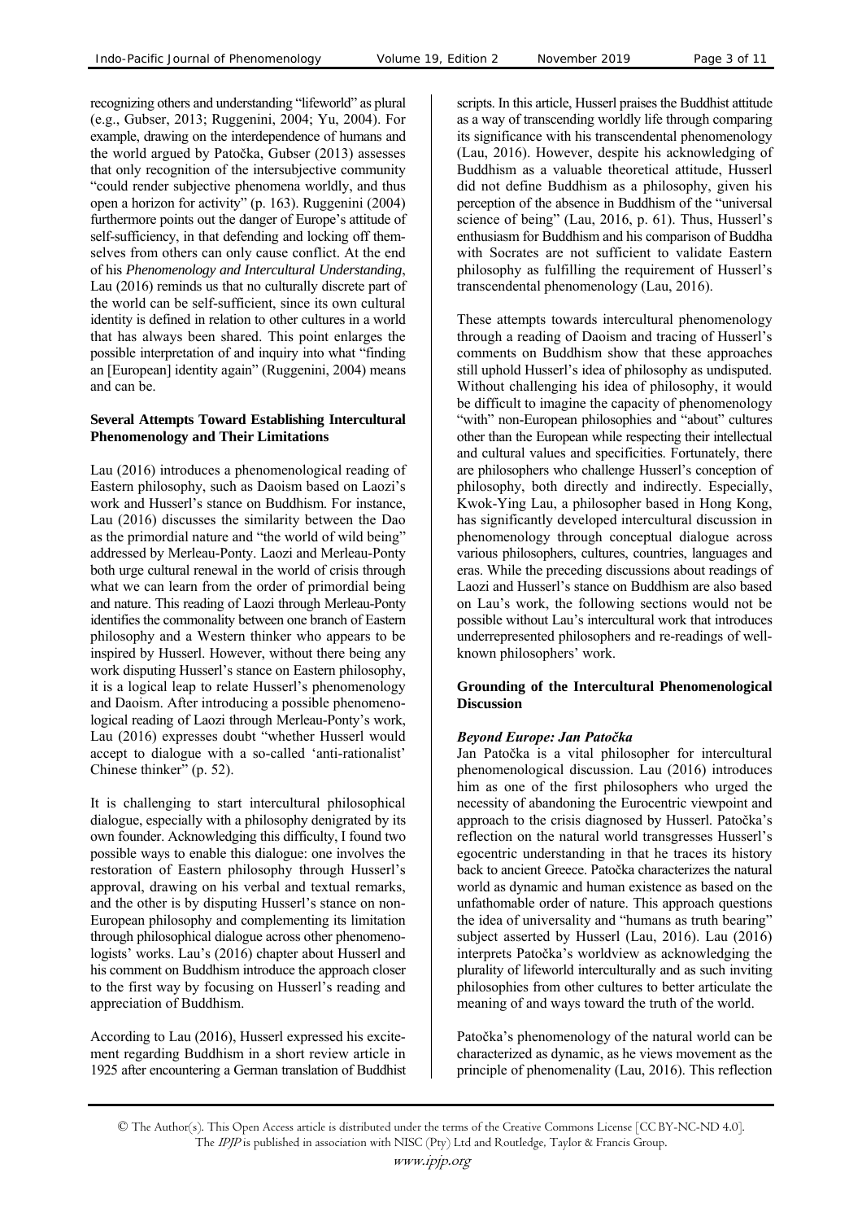recognizing others and understanding "lifeworld" as plural (e.g., Gubser, 2013; Ruggenini, 2004; Yu, 2004). For example, drawing on the interdependence of humans and the world argued by Patočka, Gubser (2013) assesses that only recognition of the intersubjective community "could render subjective phenomena worldly, and thus open a horizon for activity" (p. 163). Ruggenini (2004) furthermore points out the danger of Europe's attitude of self-sufficiency, in that defending and locking off themselves from others can only cause conflict. At the end of his *Phenomenology and Intercultural Understanding*, Lau (2016) reminds us that no culturally discrete part of the world can be self-sufficient, since its own cultural identity is defined in relation to other cultures in a world that has always been shared. This point enlarges the possible interpretation of and inquiry into what "finding an [European] identity again" (Ruggenini, 2004) means and can be.

**Several Attempts Toward Establishing Intercultural Phenomenology and Their Limitations**

Lau (2016) introduces a phenomenological reading of Eastern philosophy, such as Daoism based on Laozi's work and Husserl's stance on Buddhism. For instance, Lau (2016) discusses the similarity between the Dao as the primordial nature and "the world of wild being" addressed by Merleau-Ponty. Laozi and Merleau-Ponty both urge cultural renewal in the world of crisis through what we can learn from the order of primordial being and nature. This reading of Laozi through Merleau-Ponty identifies the commonality between one branch of Eastern philosophy and a Western thinker who appears to be inspired by Husserl. However, without there being any work disputing Husserl's stance on Eastern philosophy, it is a logical leap to relate Husserl's phenomenology and Daoism. After introducing a possible phenomenological reading of Laozi through Merleau-Ponty's work, Lau (2016) expresses doubt "whether Husserl would accept to dialogue with a so-called 'anti-rationalist' Chinese thinker" (p. 52).

It is challenging to start intercultural philosophical dialogue, especially with a philosophy denigrated by its own founder. Acknowledging this difficulty, I found two possible ways to enable this dialogue: one involves the restoration of Eastern philosophy through Husserl's approval, drawing on his verbal and textual remarks, and the other is by disputing Husserl's stance on non-European philosophy and complementing its limitation through philosophical dialogue across other phenomenologists' works. Lau's (2016) chapter about Husserl and his comment on Buddhism introduce the approach closer to the first way by focusing on Husserl's reading and appreciation of Buddhism.

According to Lau (2016), Husserl expressed his excitement regarding Buddhism in a short review article in 1925 after encountering a German translation of Buddhist scripts. In this article, Husserl praises the Buddhist attitude as a way of transcending worldly life through comparing its significance with his transcendental phenomenology (Lau, 2016). However, despite his acknowledging of Buddhism as a valuable theoretical attitude, Husserl did not define Buddhism as a philosophy, given his perception of the absence in Buddhism of the "universal science of being" (Lau, 2016, p. 61). Thus, Husserl's enthusiasm for Buddhism and his comparison of Buddha with Socrates are not sufficient to validate Eastern philosophy as fulfilling the requirement of Husserl's transcendental phenomenology (Lau, 2016).

These attempts towards intercultural phenomenology through a reading of Daoism and tracing of Husserl's comments on Buddhism show that these approaches still uphold Husserl's idea of philosophy as undisputed. Without challenging his idea of philosophy, it would be difficult to imagine the capacity of phenomenology "with" non-European philosophies and "about" cultures other than the European while respecting their intellectual and cultural values and specificities. Fortunately, there are philosophers who challenge Husserl's conception of philosophy, both directly and indirectly. Especially, Kwok-Ying Lau, a philosopher based in Hong Kong, has significantly developed intercultural discussion in phenomenology through conceptual dialogue across various philosophers, cultures, countries, languages and eras. While the preceding discussions about readings of Laozi and Husserl's stance on Buddhism are also based on Lau's work, the following sections would not be possible without Lau's intercultural work that introduces underrepresented philosophers and re-readings of well-known philosophers' work.

**Grounding of the Intercultural Phenomenological Discussion**

***Beyond Europe: Jan Patočka***

Jan Patočka is a vital philosopher for intercultural phenomenological discussion. Lau (2016) introduces him as one of the first philosophers who urged the necessity of abandoning the Eurocentric viewpoint and approach to the crisis diagnosed by Husserl. Patočka's reflection on the natural world transgresses Husserl's egocentric understanding in that he traces its history back to ancient Greece. Patočka characterizes the natural world as dynamic and human existence as based on the unfathomable order of nature. This approach questions the idea of universality and "humans as truth bearing" subject asserted by Husserl (Lau, 2016). Lau (2016) interprets Patočka's worldview as acknowledging the plurality of lifeworld interculturally and as such inviting philosophies from other cultures to better articulate the meaning of and ways toward the truth of the world.

Patočka's phenomenology of the natural world can be characterized as dynamic, as he views movement as the principle of phenomenality (Lau, 2016). This reflection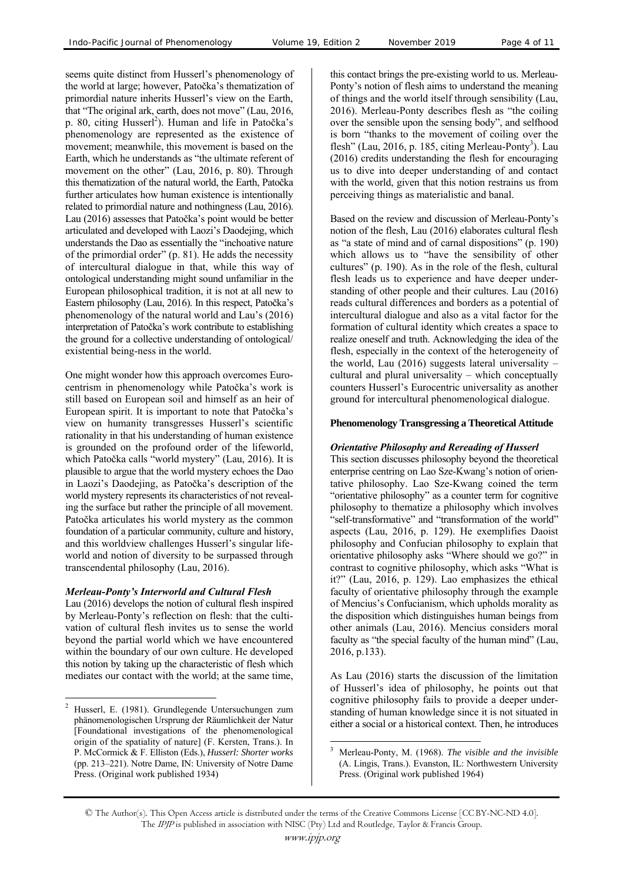seems quite distinct from Husserl's phenomenology of the world at large; however, Patočka's thematization of primordial nature inherits Husserl's view on the Earth, that "The original ark, earth, does not move" (Lau, 2016, p. 80, citing Husserl[2]). Human and life in Patočka's phenomenology are represented as the existence of movement; meanwhile, this movement is based on the Earth, which he understands as "the ultimate referent of movement on the other" (Lau, 2016, p. 80). Through this thematization of the natural world, the Earth, Patočka further articulates how human existence is intentionally related to primordial nature and nothingness (Lau, 2016). Lau (2016) assesses that Patočka's point would be better articulated and developed with Laozi's Daodejing, which understands the Dao as essentially the "inchoative nature of the primordial order" (p. 81). He adds the necessity of intercultural dialogue in that, while this way of ontological understanding might sound unfamiliar in the European philosophical tradition, it is not at all new to Eastern philosophy (Lau, 2016). In this respect, Patočka's phenomenology of the natural world and Lau's (2016) interpretation of Patočka's work contribute to establishing the ground for a collective understanding of ontological/ existential being-ness in the world.

One might wonder how this approach overcomes Eurocentrism in phenomenology while Patočka's work is still based on European soil and himself as an heir of European spirit. It is important to note that Patočka's view on humanity transgresses Husserl's scientific rationality in that his understanding of human existence is grounded on the profound order of the lifeworld, which Patočka calls "world mystery" (Lau, 2016). It is plausible to argue that the world mystery echoes the Dao in Laozi's Daodejing, as Patočka's description of the world mystery represents its characteristics of not revealing the surface but rather the principle of all movement. Patočka articulates his world mystery as the common foundation of a particular community, culture and history, and this worldview challenges Husserl's singular lifeworld and notion of diversity to be surpassed through transcendental philosophy (Lau, 2016).

### *Merleau-Ponty's Interworld and Cultural Flesh*

Lau (2016) develops the notion of cultural flesh inspired by Merleau-Ponty's reflection on flesh: that the cultivation of cultural flesh invites us to sense the world beyond the partial world which we have encountered within the boundary of our own culture. He developed this notion by taking up the characteristic of flesh which mediates our contact with the world; at the same time, this contact brings the pre-existing world to us. Merleau-Ponty's notion of flesh aims to understand the meaning of things and the world itself through sensibility (Lau, 2016). Merleau-Ponty describes flesh as "the coiling over the sensible upon the sensing body", and selfhood is born "thanks to the movement of coiling over the flesh" (Lau, 2016, p. 185, citing Merleau-Ponty[3]). Lau (2016) credits understanding the flesh for encouraging us to dive into deeper understanding of and contact with the world, given that this notion restrains us from perceiving things as materialistic and banal.

Based on the review and discussion of Merleau-Ponty's notion of the flesh, Lau (2016) elaborates cultural flesh as "a state of mind and of carnal dispositions" (p. 190) which allows us to "have the sensibility of other cultures" (p. 190). As in the role of the flesh, cultural flesh leads us to experience and have deeper understanding of other people and their cultures. Lau (2016) reads cultural differences and borders as a potential of intercultural dialogue and also as a vital factor for the formation of cultural identity which creates a space to realize oneself and truth. Acknowledging the idea of the flesh, especially in the context of the heterogeneity of the world, Lau (2016) suggests lateral universality – cultural and plural universality – which conceptually counters Husserl's Eurocentric universality as another ground for intercultural phenomenological dialogue.

## **Phenomenology Transgressing a Theoretical Attitude**

### *Orientative Philosophy and Rereading of Husserl*

This section discusses philosophy beyond the theoretical enterprise centring on Lao Sze-Kwang's notion of orientative philosophy. Lao Sze-Kwang coined the term "orientative philosophy" as a counter term for cognitive philosophy to thematize a philosophy which involves "self-transformative" and "transformation of the world" aspects (Lau, 2016, p. 129). He exemplifies Daoist philosophy and Confucian philosophy to explain that orientative philosophy asks "Where should we go?" in contrast to cognitive philosophy, which asks "What is it?" (Lau, 2016, p. 129). Lao emphasizes the ethical faculty of orientative philosophy through the example of Mencius's Confucianism, which upholds morality as the disposition which distinguishes human beings from other animals (Lau, 2016). Mencius considers moral faculty as "the special faculty of the human mind" (Lau, 2016, p.133).

As Lau (2016) starts the discussion of the limitation of Husserl's idea of philosophy, he points out that cognitive philosophy fails to provide a deeper understanding of human knowledge since it is not situated in either a social or a historical context. Then, he introduces

---

[2] Husserl, E. (1981). Grundlegende Untersuchungen zum phänomenologischen Ursprung der Räumlichkeit der Natur [Foundational investigations of the phenomenological origin of the spatiality of nature] (F. Kersten, Trans.). In P. McCormick & F. Elliston (Eds.), *Husserl: Shorter works* (pp. 213–221). Notre Dame, IN: University of Notre Dame Press. (Original work published 1934)

[3] Merleau-Ponty, M. (1968). *The visible and the invisible* (A. Lingis, Trans.). Evanston, IL: Northwestern University Press. (Original work published 1964)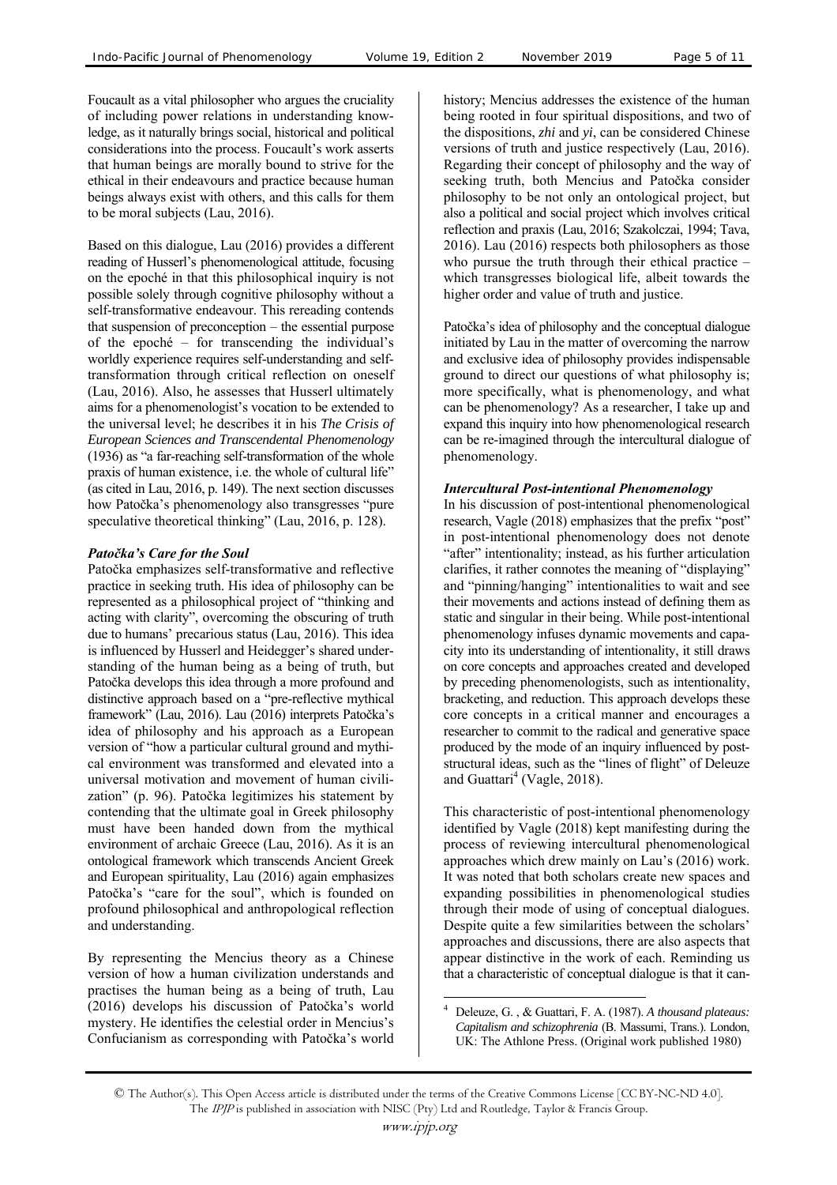Foucault as a vital philosopher who argues the cruciality of including power relations in understanding knowledge, as it naturally brings social, historical and political considerations into the process. Foucault's work asserts that human beings are morally bound to strive for the ethical in their endeavours and practice because human beings always exist with others, and this calls for them to be moral subjects (Lau, 2016).

Based on this dialogue, Lau (2016) provides a different reading of Husserl's phenomenological attitude, focusing on the epoché in that this philosophical inquiry is not possible solely through cognitive philosophy without a self-transformative endeavour. This rereading contends that suspension of preconception – the essential purpose of the epoché – for transcending the individual's worldly experience requires self-understanding and self-transformation through critical reflection on oneself (Lau, 2016). Also, he assesses that Husserl ultimately aims for a phenomenologist's vocation to be extended to the universal level; he describes it in his *The Crisis of European Sciences and Transcendental Phenomenology* (1936) as "a far-reaching self-transformation of the whole praxis of human existence, i.e. the whole of cultural life" (as cited in Lau, 2016, p. 149). The next section discusses how Patočka's phenomenology also transgresses "pure speculative theoretical thinking" (Lau, 2016, p. 128).

### *Patočka's Care for the Soul*

Patočka emphasizes self-transformative and reflective practice in seeking truth. His idea of philosophy can be represented as a philosophical project of "thinking and acting with clarity", overcoming the obscuring of truth due to humans' precarious status (Lau, 2016). This idea is influenced by Husserl and Heidegger's shared understanding of the human being as a being of truth, but Patočka develops this idea through a more profound and distinctive approach based on a "pre-reflective mythical framework" (Lau, 2016). Lau (2016) interprets Patočka's idea of philosophy and his approach as a European version of "how a particular cultural ground and mythical environment was transformed and elevated into a universal motivation and movement of human civilization" (p. 96). Patočka legitimizes his statement by contending that the ultimate goal in Greek philosophy must have been handed down from the mythical environment of archaic Greece (Lau, 2016). As it is an ontological framework which transcends Ancient Greek and European spirituality, Lau (2016) again emphasizes Patočka's "care for the soul", which is founded on profound philosophical and anthropological reflection and understanding.

By representing the Mencius theory as a Chinese version of how a human civilization understands and practises the human being as a being of truth, Lau (2016) develops his discussion of Patočka's world mystery. He identifies the celestial order in Mencius's Confucianism as corresponding with Patočka's world history; Mencius addresses the existence of the human being rooted in four spiritual dispositions, and two of the dispositions, *zhi* and *yi*, can be considered Chinese versions of truth and justice respectively (Lau, 2016). Regarding their concept of philosophy and the way of seeking truth, both Mencius and Patočka consider philosophy to be not only an ontological project, but also a political and social project which involves critical reflection and praxis (Lau, 2016; Szakolczai, 1994; Tava, 2016). Lau (2016) respects both philosophers as those who pursue the truth through their ethical practice – which transgresses biological life, albeit towards the higher order and value of truth and justice.

Patočka's idea of philosophy and the conceptual dialogue initiated by Lau in the matter of overcoming the narrow and exclusive idea of philosophy provides indispensable ground to direct our questions of what philosophy is; more specifically, what is phenomenology, and what can be phenomenology? As a researcher, I take up and expand this inquiry into how phenomenological research can be re-imagined through the intercultural dialogue of phenomenology.

### *Intercultural Post-intentional Phenomenology*

In his discussion of post-intentional phenomenological research, Vagle (2018) emphasizes that the prefix "post" in post-intentional phenomenology does not denote "after" intentionality; instead, as his further articulation clarifies, it rather connotes the meaning of "displaying" and "pinning/hanging" intentionalities to wait and see their movements and actions instead of defining them as static and singular in their being. While post-intentional phenomenology infuses dynamic movements and capacity into its understanding of intentionality, it still draws on core concepts and approaches created and developed by preceding phenomenologists, such as intentionality, bracketing, and reduction. This approach develops these core concepts in a critical manner and encourages a researcher to commit to the radical and generative space produced by the mode of an inquiry influenced by post-structural ideas, such as the "lines of flight" of Deleuze and Guattari[4] (Vagle, 2018).

This characteristic of post-intentional phenomenology identified by Vagle (2018) kept manifesting during the process of reviewing intercultural phenomenological approaches which drew mainly on Lau's (2016) work. It was noted that both scholars create new spaces and expanding possibilities in phenomenological studies through their mode of using of conceptual dialogues. Despite quite a few similarities between the scholars' approaches and discussions, there are also aspects that appear distinctive in the work of each. Reminding us that a characteristic of conceptual dialogue is that it can-

---

[4] Deleuze, G. , & Guattari, F. A. (1987). *A thousand plateaus: Capitalism and schizophrenia* (B. Massumi, Trans.). London, UK: The Athlone Press. (Original work published 1980)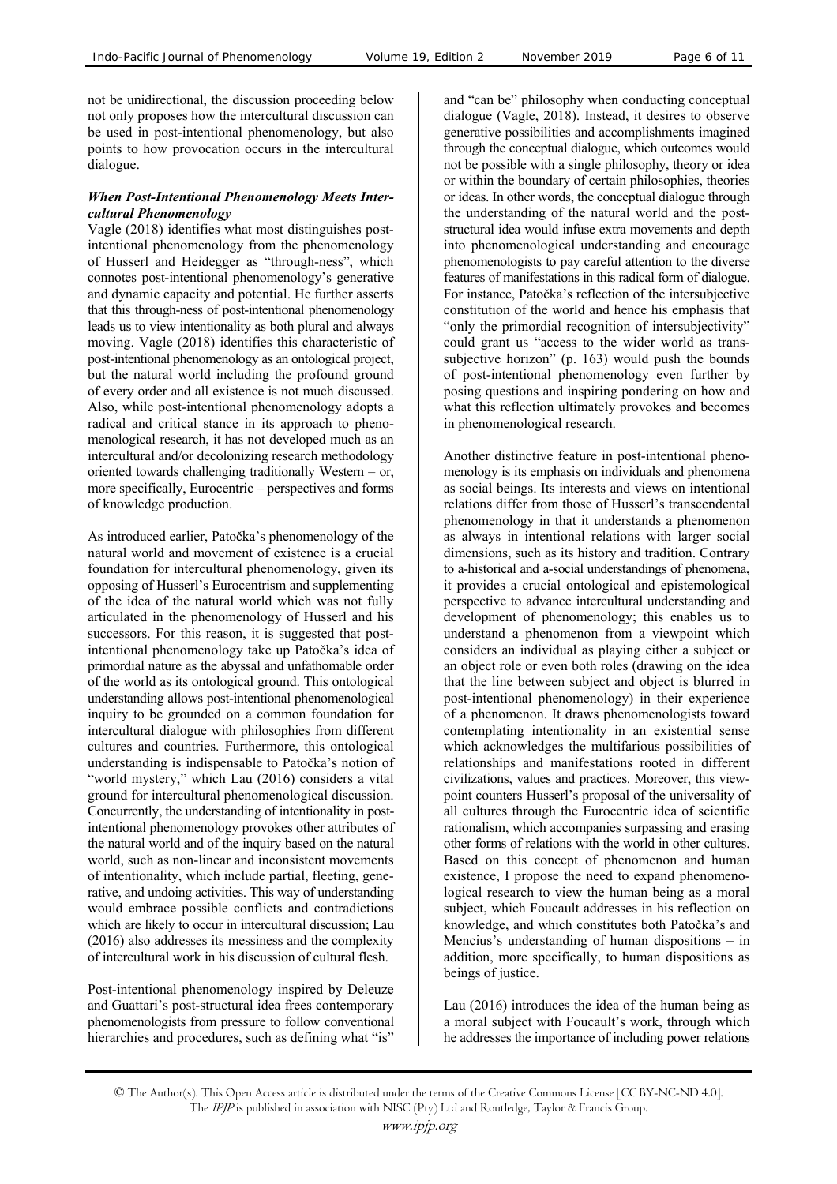not be unidirectional, the discussion proceeding below not only proposes how the intercultural discussion can be used in post-intentional phenomenology, but also points to how provocation occurs in the intercultural dialogue.

### *When Post-Intentional Phenomenology Meets Intercultural Phenomenology*

Vagle (2018) identifies what most distinguishes post-intentional phenomenology from the phenomenology of Husserl and Heidegger as "through-ness", which connotes post-intentional phenomenology's generative and dynamic capacity and potential. He further asserts that this through-ness of post-intentional phenomenology leads us to view intentionality as both plural and always moving. Vagle (2018) identifies this characteristic of post-intentional phenomenology as an ontological project, but the natural world including the profound ground of every order and all existence is not much discussed. Also, while post-intentional phenomenology adopts a radical and critical stance in its approach to phenomenological research, it has not developed much as an intercultural and/or decolonizing research methodology oriented towards challenging traditionally Western – or, more specifically, Eurocentric – perspectives and forms of knowledge production.

As introduced earlier, Patočka's phenomenology of the natural world and movement of existence is a crucial foundation for intercultural phenomenology, given its opposing of Husserl's Eurocentrism and supplementing of the idea of the natural world which was not fully articulated in the phenomenology of Husserl and his successors. For this reason, it is suggested that post-intentional phenomenology take up Patočka's idea of primordial nature as the abyssal and unfathomable order of the world as its ontological ground. This ontological understanding allows post-intentional phenomenological inquiry to be grounded on a common foundation for intercultural dialogue with philosophies from different cultures and countries. Furthermore, this ontological understanding is indispensable to Patočka's notion of "world mystery," which Lau (2016) considers a vital ground for intercultural phenomenological discussion. Concurrently, the understanding of intentionality in post-intentional phenomenology provokes other attributes of the natural world and of the inquiry based on the natural world, such as non-linear and inconsistent movements of intentionality, which include partial, fleeting, generative, and undoing activities. This way of understanding would embrace possible conflicts and contradictions which are likely to occur in intercultural discussion; Lau (2016) also addresses its messiness and the complexity of intercultural work in his discussion of cultural flesh.

Post-intentional phenomenology inspired by Deleuze and Guattari's post-structural idea frees contemporary phenomenologists from pressure to follow conventional hierarchies and procedures, such as defining what "is" and "can be" philosophy when conducting conceptual dialogue (Vagle, 2018). Instead, it desires to observe generative possibilities and accomplishments imagined through the conceptual dialogue, which outcomes would not be possible with a single philosophy, theory or idea or within the boundary of certain philosophies, theories or ideas. In other words, the conceptual dialogue through the understanding of the natural world and the post-structural idea would infuse extra movements and depth into phenomenological understanding and encourage phenomenologists to pay careful attention to the diverse features of manifestations in this radical form of dialogue. For instance, Patočka's reflection of the intersubjective constitution of the world and hence his emphasis that "only the primordial recognition of intersubjectivity" could grant us "access to the wider world as trans-subjective horizon" (p. 163) would push the bounds of post-intentional phenomenology even further by posing questions and inspiring pondering on how and what this reflection ultimately provokes and becomes in phenomenological research.

Another distinctive feature in post-intentional phenomenology is its emphasis on individuals and phenomena as social beings. Its interests and views on intentional relations differ from those of Husserl's transcendental phenomenology in that it understands a phenomenon as always in intentional relations with larger social dimensions, such as its history and tradition. Contrary to a-historical and a-social understandings of phenomena, it provides a crucial ontological and epistemological perspective to advance intercultural understanding and development of phenomenology; this enables us to understand a phenomenon from a viewpoint which considers an individual as playing either a subject or an object role or even both roles (drawing on the idea that the line between subject and object is blurred in post-intentional phenomenology) in their experience of a phenomenon. It draws phenomenologists toward contemplating intentionality in an existential sense which acknowledges the multifarious possibilities of relationships and manifestations rooted in different civilizations, values and practices. Moreover, this viewpoint counters Husserl's proposal of the universality of all cultures through the Eurocentric idea of scientific rationalism, which accompanies surpassing and erasing other forms of relations with the world in other cultures. Based on this concept of phenomenon and human existence, I propose the need to expand phenomenological research to view the human being as a moral subject, which Foucault addresses in his reflection on knowledge, and which constitutes both Patočka's and Mencius's understanding of human dispositions – in addition, more specifically, to human dispositions as beings of justice.

Lau (2016) introduces the idea of the human being as a moral subject with Foucault's work, through which he addresses the importance of including power relations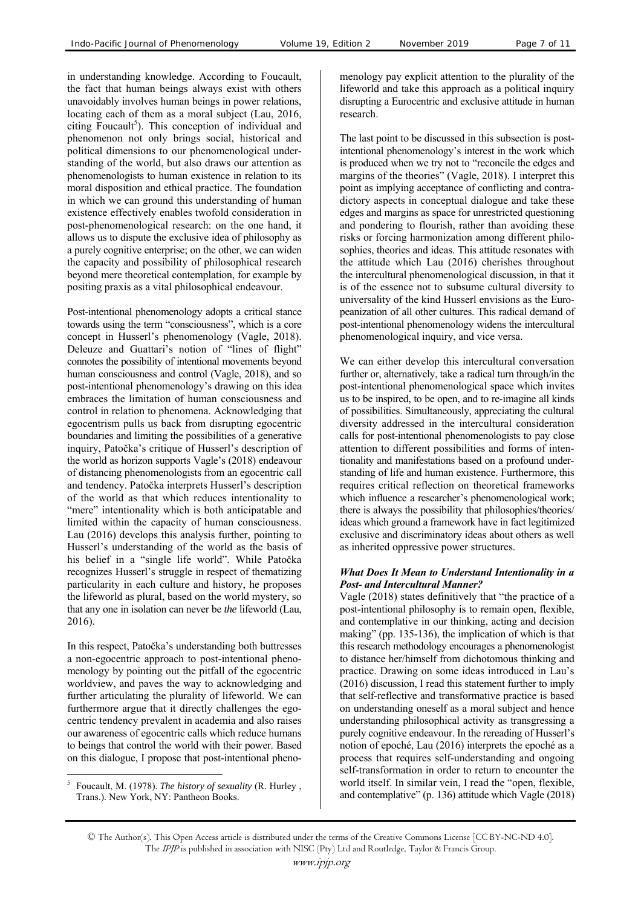in understanding knowledge. According to Foucault, the fact that human beings always exist with others unavoidably involves human beings in power relations, locating each of them as a moral subject (Lau, 2016, citing Foucault[5]). This conception of individual and phenomenon not only brings social, historical and political dimensions to our phenomenological understanding of the world, but also draws our attention as phenomenologists to human existence in relation to its moral disposition and ethical practice. The foundation in which we can ground this understanding of human existence effectively enables twofold consideration in post-phenomenological research: on the one hand, it allows us to dispute the exclusive idea of philosophy as a purely cognitive enterprise; on the other, we can widen the capacity and possibility of philosophical research beyond mere theoretical contemplation, for example by positing praxis as a vital philosophical endeavour.

Post-intentional phenomenology adopts a critical stance towards using the term "consciousness", which is a core concept in Husserl's phenomenology (Vagle, 2018). Deleuze and Guattari's notion of "lines of flight" connotes the possibility of intentional movements beyond human consciousness and control (Vagle, 2018), and so post-intentional phenomenology's drawing on this idea embraces the limitation of human consciousness and control in relation to phenomena. Acknowledging that egocentrism pulls us back from disrupting egocentric boundaries and limiting the possibilities of a generative inquiry, Patočka's critique of Husserl's description of the world as horizon supports Vagle's (2018) endeavour of distancing phenomenologists from an egocentric call and tendency. Patočka interprets Husserl's description of the world as that which reduces intentionality to "mere" intentionality which is both anticipatable and limited within the capacity of human consciousness. Lau (2016) develops this analysis further, pointing to Husserl's understanding of the world as the basis of his belief in a "single life world". While Patočka recognizes Husserl's struggle in respect of thematizing particularity in each culture and history, he proposes the lifeworld as plural, based on the world mystery, so that any one in isolation can never be *the* lifeworld (Lau, 2016).

In this respect, Patočka's understanding both buttresses a non-egocentric approach to post-intentional phenomenology by pointing out the pitfall of the egocentric worldview, and paves the way to acknowledging and further articulating the plurality of lifeworld. We can furthermore argue that it directly challenges the egocentric tendency prevalent in academia and also raises our awareness of egocentric calls which reduce humans to beings that control the world with their power. Based on this dialogue, I propose that post-intentional phenomenology pay explicit attention to the plurality of the lifeworld and take this approach as a political inquiry disrupting a Eurocentric and exclusive attitude in human research.

The last point to be discussed in this subsection is post-intentional phenomenology's interest in the work which is produced when we try not to "reconcile the edges and margins of the theories" (Vagle, 2018). I interpret this point as implying acceptance of conflicting and contradictory aspects in conceptual dialogue and take these edges and margins as space for unrestricted questioning and pondering to flourish, rather than avoiding these risks or forcing harmonization among different philosophies, theories and ideas. This attitude resonates with the attitude which Lau (2016) cherishes throughout the intercultural phenomenological discussion, in that it is of the essence not to subsume cultural diversity to universality of the kind Husserl envisions as the Europeanization of all other cultures. This radical demand of post-intentional phenomenology widens the intercultural phenomenological inquiry, and vice versa.

We can either develop this intercultural conversation further or, alternatively, take a radical turn through/in the post-intentional phenomenological space which invites us to be inspired, to be open, and to re-imagine all kinds of possibilities. Simultaneously, appreciating the cultural diversity addressed in the intercultural consideration calls for post-intentional phenomenologists to pay close attention to different possibilities and forms of intentionality and manifestations based on a profound understanding of life and human existence. Furthermore, this requires critical reflection on theoretical frameworks which influence a researcher's phenomenological work; there is always the possibility that philosophies/theories/ideas which ground a framework have in fact legitimized exclusive and discriminatory ideas about others as well as inherited oppressive power structures.

#### *What Does It Mean to Understand Intentionality in a Post- and Intercultural Manner?*

Vagle (2018) states definitively that "the practice of a post-intentional philosophy is to remain open, flexible, and contemplative in our thinking, acting and decision making" (pp. 135-136), the implication of which is that this research methodology encourages a phenomenologist to distance her/himself from dichotomous thinking and practice. Drawing on some ideas introduced in Lau's (2016) discussion, I read this statement further to imply that self-reflective and transformative practice is based on understanding oneself as a moral subject and hence understanding philosophical activity as transgressing a purely cognitive endeavour. In the rereading of Husserl's notion of epoché, Lau (2016) interprets the epoché as a process that requires self-understanding and ongoing self-transformation in order to return to encounter the world itself. In similar vein, I read the "open, flexible, and contemplative" (p. 136) attitude which Vagle (2018)

---

[5] Foucault, M. (1978). *The history of sexuality* (R. Hurley , Trans.). New York, NY: Pantheon Books.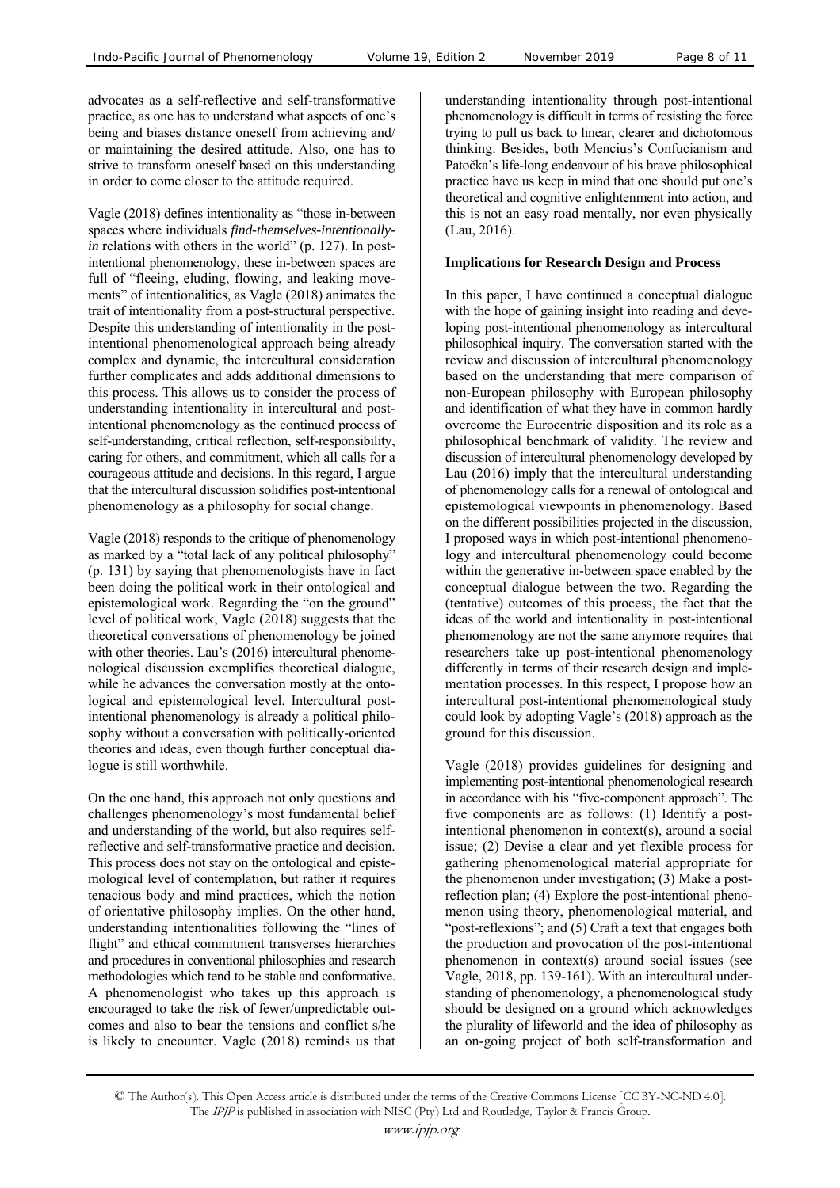advocates as a self-reflective and self-transformative practice, as one has to understand what aspects of one's being and biases distance oneself from achieving and/ or maintaining the desired attitude. Also, one has to strive to transform oneself based on this understanding in order to come closer to the attitude required.

Vagle (2018) defines intentionality as "those in-between spaces where individuals *find-themselves-intentionally-in* relations with others in the world" (p. 127). In post-intentional phenomenology, these in-between spaces are full of "fleeing, eluding, flowing, and leaking movements" of intentionalities, as Vagle (2018) animates the trait of intentionality from a post-structural perspective. Despite this understanding of intentionality in the post-intentional phenomenological approach being already complex and dynamic, the intercultural consideration further complicates and adds additional dimensions to this process. This allows us to consider the process of understanding intentionality in intercultural and post-intentional phenomenology as the continued process of self-understanding, critical reflection, self-responsibility, caring for others, and commitment, which all calls for a courageous attitude and decisions. In this regard, I argue that the intercultural discussion solidifies post-intentional phenomenology as a philosophy for social change.

Vagle (2018) responds to the critique of phenomenology as marked by a "total lack of any political philosophy" (p. 131) by saying that phenomenologists have in fact been doing the political work in their ontological and epistemological work. Regarding the "on the ground" level of political work, Vagle (2018) suggests that the theoretical conversations of phenomenology be joined with other theories. Lau's (2016) intercultural phenomenological discussion exemplifies theoretical dialogue, while he advances the conversation mostly at the ontological and epistemological level. Intercultural post-intentional phenomenology is already a political philosophy without a conversation with politically-oriented theories and ideas, even though further conceptual dialogue is still worthwhile.

On the one hand, this approach not only questions and challenges phenomenology's most fundamental belief and understanding of the world, but also requires self-reflective and self-transformative practice and decision. This process does not stay on the ontological and epistemological level of contemplation, but rather it requires tenacious body and mind practices, which the notion of orientative philosophy implies. On the other hand, understanding intentionalities following the "lines of flight" and ethical commitment transverses hierarchies and procedures in conventional philosophies and research methodologies which tend to be stable and conformative. A phenomenologist who takes up this approach is encouraged to take the risk of fewer/unpredictable outcomes and also to bear the tensions and conflict s/he is likely to encounter. Vagle (2018) reminds us that understanding intentionality through post-intentional phenomenology is difficult in terms of resisting the force trying to pull us back to linear, clearer and dichotomous thinking. Besides, both Mencius's Confucianism and Patočka's life-long endeavour of his brave philosophical practice have us keep in mind that one should put one's theoretical and cognitive enlightenment into action, and this is not an easy road mentally, nor even physically (Lau, 2016).

**Implications for Research Design and Process**

In this paper, I have continued a conceptual dialogue with the hope of gaining insight into reading and developing post-intentional phenomenology as intercultural philosophical inquiry. The conversation started with the review and discussion of intercultural phenomenology based on the understanding that mere comparison of non-European philosophy with European philosophy and identification of what they have in common hardly overcome the Eurocentric disposition and its role as a philosophical benchmark of validity. The review and discussion of intercultural phenomenology developed by Lau (2016) imply that the intercultural understanding of phenomenology calls for a renewal of ontological and epistemological viewpoints in phenomenology. Based on the different possibilities projected in the discussion, I proposed ways in which post-intentional phenomenology and intercultural phenomenology could become within the generative in-between space enabled by the conceptual dialogue between the two. Regarding the (tentative) outcomes of this process, the fact that the ideas of the world and intentionality in post-intentional phenomenology are not the same anymore requires that researchers take up post-intentional phenomenology differently in terms of their research design and implementation processes. In this respect, I propose how an intercultural post-intentional phenomenological study could look by adopting Vagle's (2018) approach as the ground for this discussion.

Vagle (2018) provides guidelines for designing and implementing post-intentional phenomenological research in accordance with his "five-component approach". The five components are as follows: (1) Identify a post-intentional phenomenon in context(s), around a social issue; (2) Devise a clear and yet flexible process for gathering phenomenological material appropriate for the phenomenon under investigation; (3) Make a post-reflection plan; (4) Explore the post-intentional phenomenon using theory, phenomenological material, and "post-reflexions"; and (5) Craft a text that engages both the production and provocation of the post-intentional phenomenon in context(s) around social issues (see Vagle, 2018, pp. 139-161). With an intercultural understanding of phenomenology, a phenomenological study should be designed on a ground which acknowledges the plurality of lifeworld and the idea of philosophy as an on-going project of both self-transformation and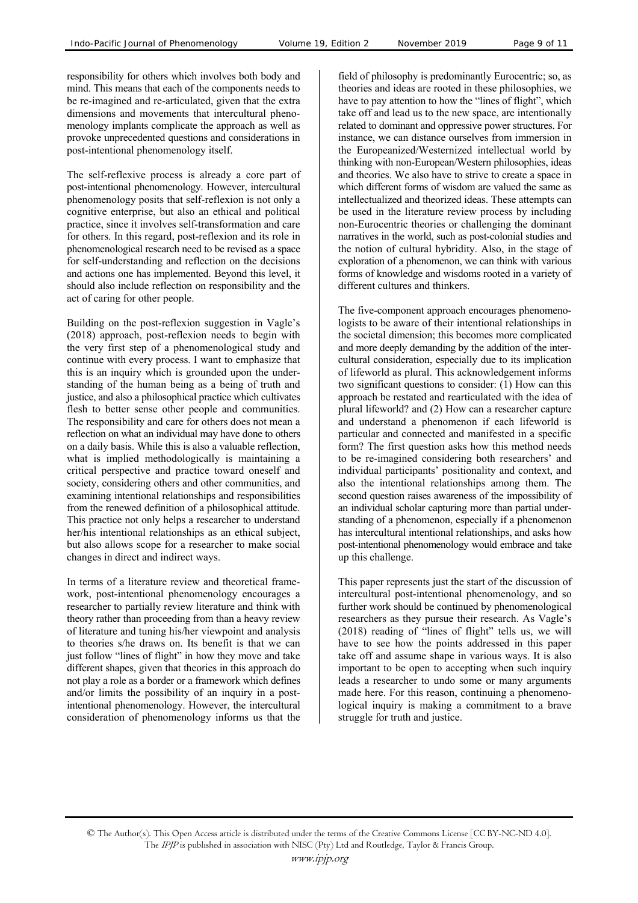responsibility for others which involves both body and mind. This means that each of the components needs to be re-imagined and re-articulated, given that the extra dimensions and movements that intercultural phenomenology implants complicate the approach as well as provoke unprecedented questions and considerations in post-intentional phenomenology itself.

The self-reflexive process is already a core part of post-intentional phenomenology. However, intercultural phenomenology posits that self-reflexion is not only a cognitive enterprise, but also an ethical and political practice, since it involves self-transformation and care for others. In this regard, post-reflexion and its role in phenomenological research need to be revised as a space for self-understanding and reflection on the decisions and actions one has implemented. Beyond this level, it should also include reflection on responsibility and the act of caring for other people.

Building on the post-reflexion suggestion in Vagle's (2018) approach, post-reflexion needs to begin with the very first step of a phenomenological study and continue with every process. I want to emphasize that this is an inquiry which is grounded upon the understanding of the human being as a being of truth and justice, and also a philosophical practice which cultivates flesh to better sense other people and communities. The responsibility and care for others does not mean a reflection on what an individual may have done to others on a daily basis. While this is also a valuable reflection, what is implied methodologically is maintaining a critical perspective and practice toward oneself and society, considering others and other communities, and examining intentional relationships and responsibilities from the renewed definition of a philosophical attitude. This practice not only helps a researcher to understand her/his intentional relationships as an ethical subject, but also allows scope for a researcher to make social changes in direct and indirect ways.

In terms of a literature review and theoretical framework, post-intentional phenomenology encourages a researcher to partially review literature and think with theory rather than proceeding from than a heavy review of literature and tuning his/her viewpoint and analysis to theories s/he draws on. Its benefit is that we can just follow "lines of flight" in how they move and take different shapes, given that theories in this approach do not play a role as a border or a framework which defines and/or limits the possibility of an inquiry in a post-intentional phenomenology. However, the intercultural consideration of phenomenology informs us that the field of philosophy is predominantly Eurocentric; so, as theories and ideas are rooted in these philosophies, we have to pay attention to how the "lines of flight", which take off and lead us to the new space, are intentionally related to dominant and oppressive power structures. For instance, we can distance ourselves from immersion in the Europeanized/Westernized intellectual world by thinking with non-European/Western philosophies, ideas and theories. We also have to strive to create a space in which different forms of wisdom are valued the same as intellectualized and theorized ideas. These attempts can be used in the literature review process by including non-Eurocentric theories or challenging the dominant narratives in the world, such as post-colonial studies and the notion of cultural hybridity. Also, in the stage of exploration of a phenomenon, we can think with various forms of knowledge and wisdoms rooted in a variety of different cultures and thinkers.

The five-component approach encourages phenomenologists to be aware of their intentional relationships in the societal dimension; this becomes more complicated and more deeply demanding by the addition of the intercultural consideration, especially due to its implication of lifeworld as plural. This acknowledgement informs two significant questions to consider: (1) How can this approach be restated and rearticulated with the idea of plural lifeworld? and (2) How can a researcher capture and understand a phenomenon if each lifeworld is particular and connected and manifested in a specific form? The first question asks how this method needs to be re-imagined considering both researchers' and individual participants' positionality and context, and also the intentional relationships among them. The second question raises awareness of the impossibility of an individual scholar capturing more than partial understanding of a phenomenon, especially if a phenomenon has intercultural intentional relationships, and asks how post-intentional phenomenology would embrace and take up this challenge.

This paper represents just the start of the discussion of intercultural post-intentional phenomenology, and so further work should be continued by phenomenological researchers as they pursue their research. As Vagle's (2018) reading of "lines of flight" tells us, we will have to see how the points addressed in this paper take off and assume shape in various ways. It is also important to be open to accepting when such inquiry leads a researcher to undo some or many arguments made here. For this reason, continuing a phenomenological inquiry is making a commitment to a brave struggle for truth and justice.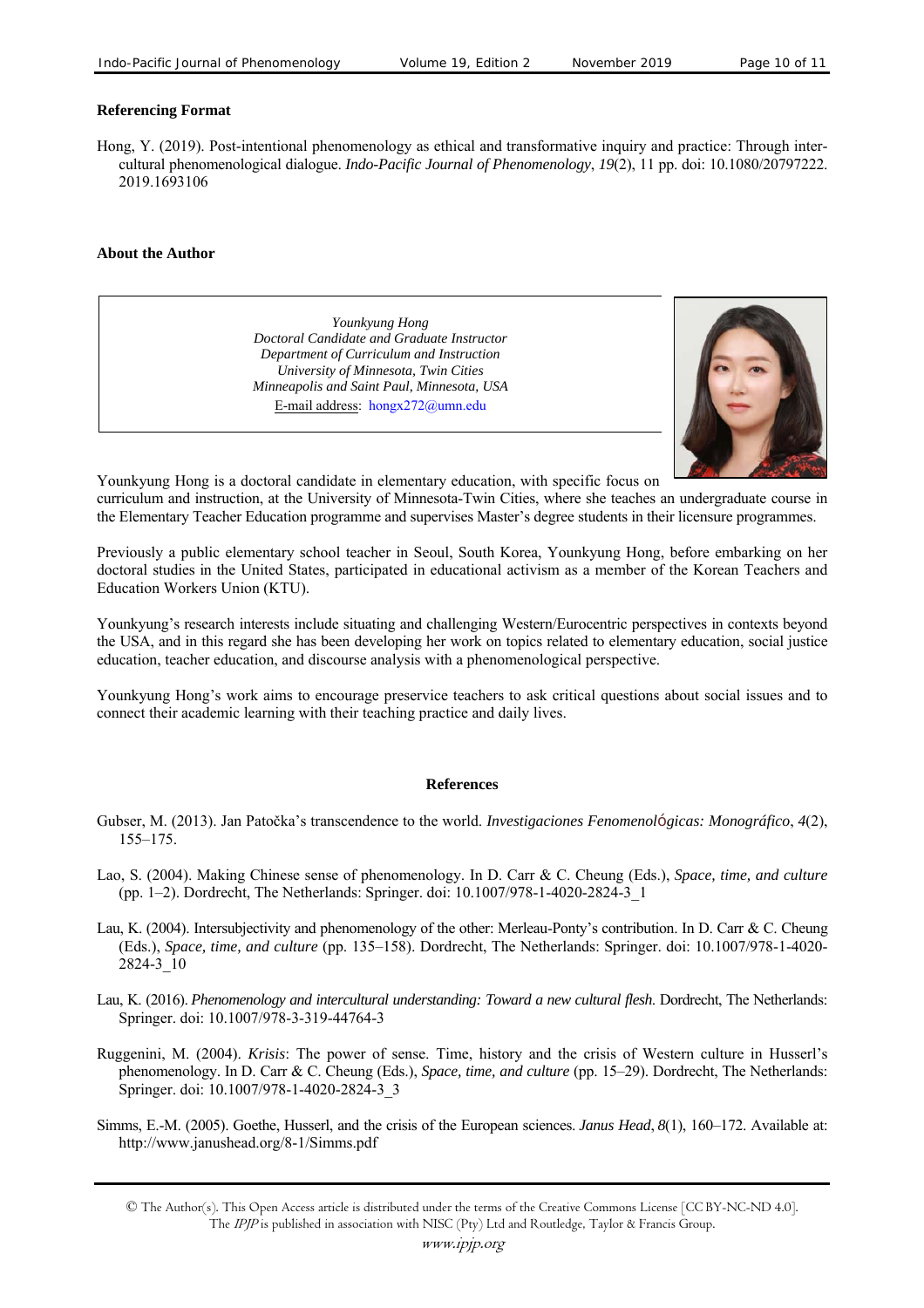**Referencing Format**

Hong, Y. (2019). Post-intentional phenomenology as ethical and transformative inquiry and practice: Through inter-cultural phenomenological dialogue. *Indo-Pacific Journal of Phenomenology*, *19*(2), 11 pp. doi: 10.1080/20797222.2019.1693106

**About the Author**

*Younkyung Hong*
*Doctoral Candidate and Graduate Instructor*
*Department of Curriculum and Instruction*
*University of Minnesota, Twin Cities*
*Minneapolis and Saint Paul, Minnesota, USA*
E-mail address: hongx272@umn.edu

Younkyung Hong is a doctoral candidate in elementary education, with specific focus on curriculum and instruction, at the University of Minnesota-Twin Cities, where she teaches an undergraduate course in the Elementary Teacher Education programme and supervises Master's degree students in their licensure programmes.

Previously a public elementary school teacher in Seoul, South Korea, Younkyung Hong, before embarking on her doctoral studies in the United States, participated in educational activism as a member of the Korean Teachers and Education Workers Union (KTU).

Younkyung's research interests include situating and challenging Western/Eurocentric perspectives in contexts beyond the USA, and in this regard she has been developing her work on topics related to elementary education, social justice education, teacher education, and discourse analysis with a phenomenological perspective.

Younkyung Hong's work aims to encourage preservice teachers to ask critical questions about social issues and to connect their academic learning with their teaching practice and daily lives.

**References**

Gubser, M. (2013). Jan Patočka's transcendence to the world. *Investigaciones Fenomenológicas: Monográfico*, *4*(2), 155–175.

Lao, S. (2004). Making Chinese sense of phenomenology. In D. Carr & C. Cheung (Eds.), *Space, time, and culture* (pp. 1–2). Dordrecht, The Netherlands: Springer. doi: 10.1007/978-1-4020-2824-3_1

Lau, K. (2004). Intersubjectivity and phenomenology of the other: Merleau-Ponty's contribution. In D. Carr & C. Cheung (Eds.), *Space, time, and culture* (pp. 135–158). Dordrecht, The Netherlands: Springer. doi: 10.1007/978-1-4020-2824-3_10

Lau, K. (2016). *Phenomenology and intercultural understanding: Toward a new cultural flesh.* Dordrecht, The Netherlands: Springer. doi: 10.1007/978-3-319-44764-3

Ruggenini, M. (2004). *Krisis*: The power of sense. Time, history and the crisis of Western culture in Husserl's phenomenology. In D. Carr & C. Cheung (Eds.), *Space, time, and culture* (pp. 15–29). Dordrecht, The Netherlands: Springer. doi: 10.1007/978-1-4020-2824-3_3

Simms, E.-M. (2005). Goethe, Husserl, and the crisis of the European sciences. *Janus Head*, *8*(1), 160–172. Available at: http://www.janushead.org/8-1/Simms.pdf

© The Author(s). This Open Access article is distributed under the terms of the Creative Commons License [CC BY-NC-ND 4.0]. The *IPJP* is published in association with NISC (Pty) Ltd and Routledge, Taylor & Francis Group.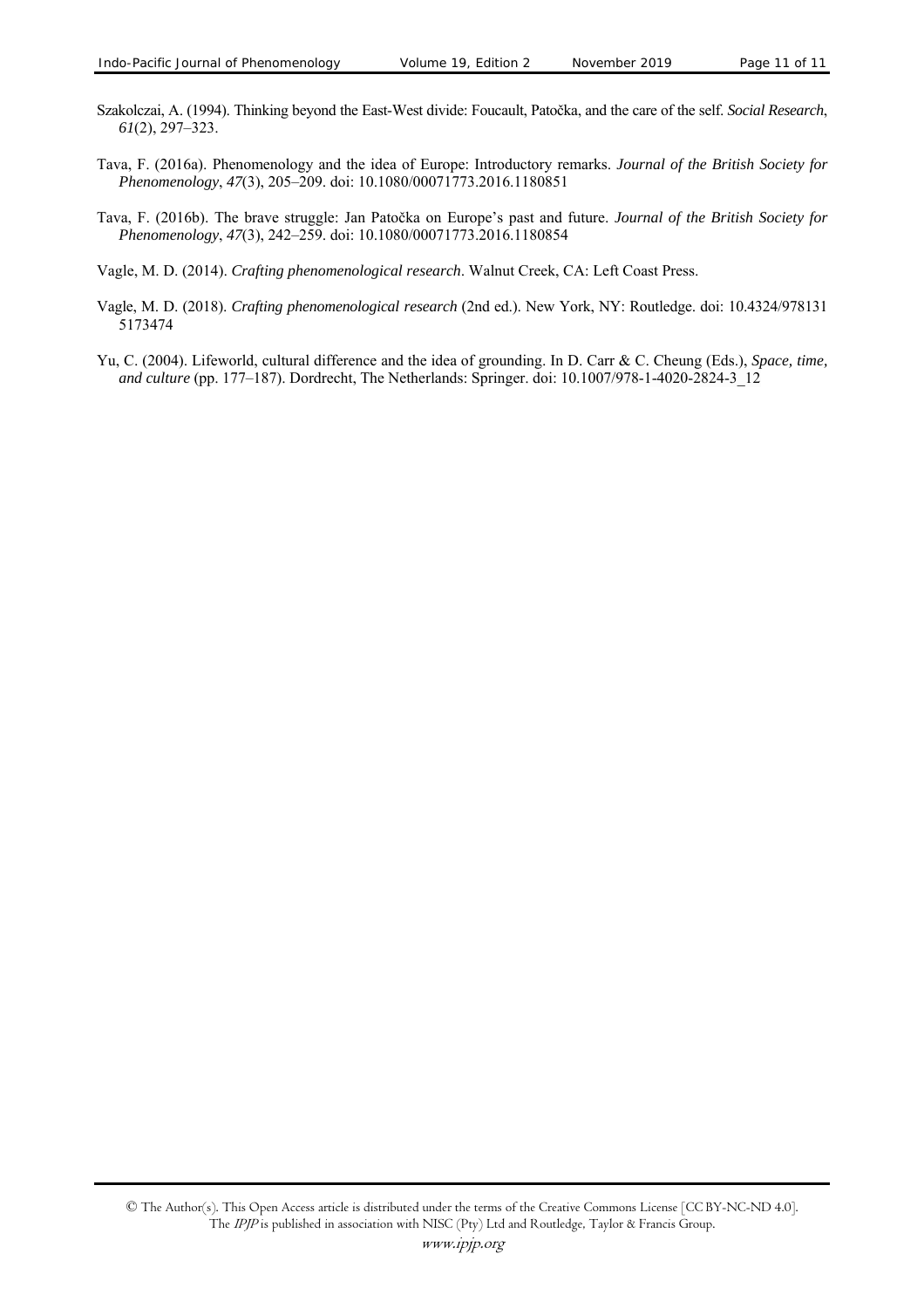Szakolczai, A. (1994). Thinking beyond the East-West divide: Foucault, Patočka, and the care of the self. *Social Research*, *61*(2), 297–323.

Tava, F. (2016a). Phenomenology and the idea of Europe: Introductory remarks. *Journal of the British Society for Phenomenology*, *47*(3), 205–209. doi: 10.1080/00071773.2016.1180851

Tava, F. (2016b). The brave struggle: Jan Patočka on Europe's past and future. *Journal of the British Society for Phenomenology*, *47*(3), 242–259. doi: 10.1080/00071773.2016.1180854

Vagle, M. D. (2014). *Crafting phenomenological research*. Walnut Creek, CA: Left Coast Press.

Vagle, M. D. (2018). *Crafting phenomenological research* (2nd ed.). New York, NY: Routledge. doi: 10.4324/9781315173474

Yu, C. (2004). Lifeworld, cultural difference and the idea of grounding. In D. Carr & C. Cheung (Eds.), *Space, time, and culture* (pp. 177–187). Dordrecht, The Netherlands: Springer. doi: 10.1007/978-1-4020-2824-3_12

© The Author(s). This Open Access article is distributed under the terms of the Creative Commons License [CC BY-NC-ND 4.0]. The *IPJP* is published in association with NISC (Pty) Ltd and Routledge, Taylor & Francis Group.

*www.ipjp.org*